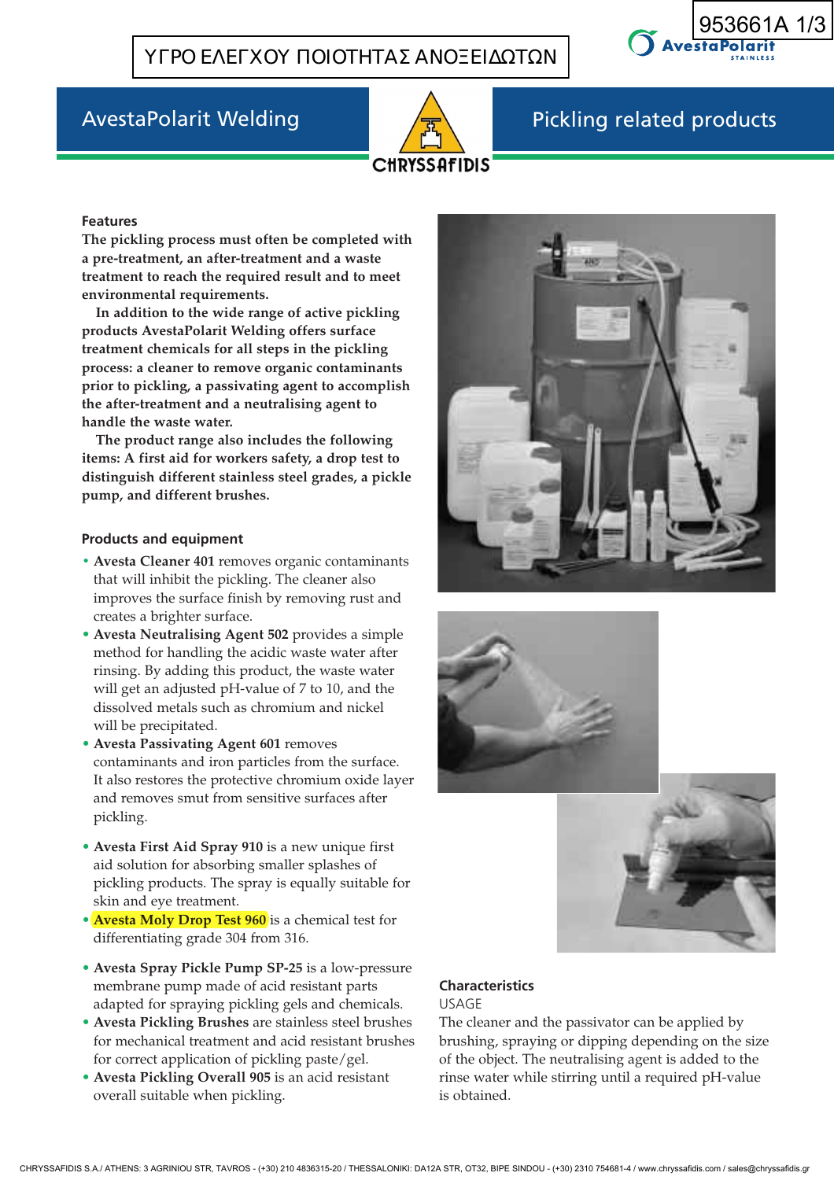ΥΓΡΟ ΕΛΕΓΧΟΥ ΠΟΙΟΤΗΤΑΣ ΑΝΟΞΕΙΔΩΤΩΝ

953661A 1/3

# AvestaPolarit Welding

# Pickling related products

### Features

**The pickling process must often be completed with a pre-treatment, an after-treatment and a waste treatment to reach the required result and to meet environmental requirements.**

**In addition to the wide range of active pickling products AvestaPolarit Welding offers surface treatment chemicals for all steps in the pickling process: a cleaner to remove organic contaminants prior to pickling, a passivating agent to accomplish the after-treatment and a neutralising agent to handle the waste water.**

**The product range also includes the following items: A first aid for workers safety, a drop test to distinguish different stainless steel grades, a pickle pump, and different brushes.**

### Products and equipment

- **Avesta Cleaner 401** removes organic contaminants that will inhibit the pickling. The cleaner also improves the surface finish by removing rust and creates a brighter surface.
- **Avesta Neutralising Agent 502** provides a simple method for handling the acidic waste water after rinsing. By adding this product, the waste water will get an adjusted pH-value of 7 to 10, and the dissolved metals such as chromium and nickel will be precipitated.
- **Avesta Passivating Agent 601** removes contaminants and iron particles from the surface. It also restores the protective chromium oxide layer and removes smut from sensitive surfaces after pickling.
- **Avesta First Aid Spray 910** is a new unique first aid solution for absorbing smaller splashes of pickling products. The spray is equally suitable for skin and eye treatment.
- **Avesta Moly Drop Test 960** is a chemical test for differentiating grade 304 from 316.
- **Avesta Spray Pickle Pump SP-25** is a low-pressure membrane pump made of acid resistant parts adapted for spraying pickling gels and chemicals.
- **Avesta Pickling Brushes** are stainless steel brushes for mechanical treatment and acid resistant brushes for correct application of pickling paste/gel.
- **Avesta Pickling Overall 905** is an acid resistant overall suitable when pickling.

### Characteristics

USAGE

The cleaner and the passivator can be applied by brushing, spraying or dipping depending on the size of the object. The neutralising agent is added to the rinse water while stirring until a required pH-value is obtained.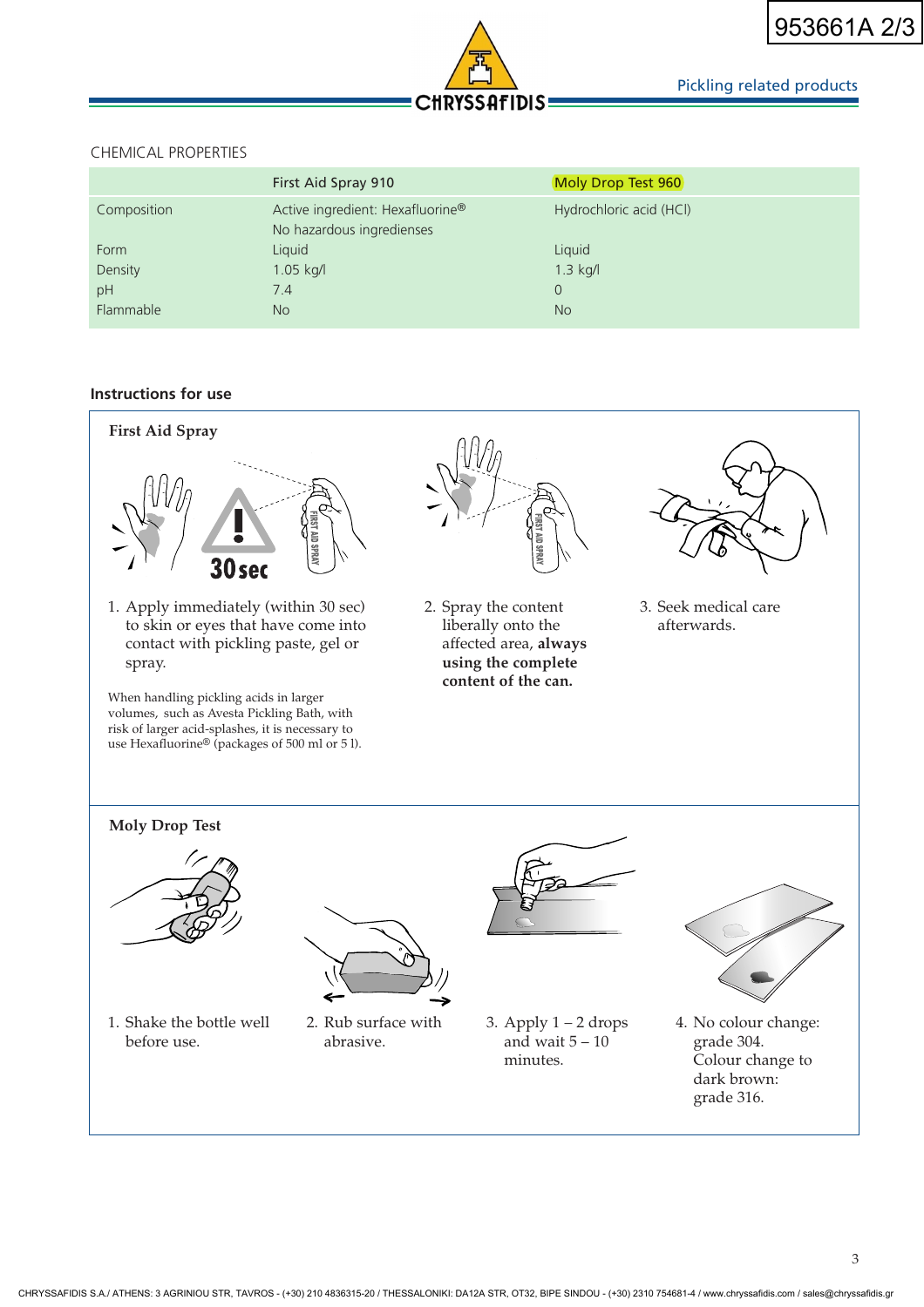## CHEMICAL PROPERTIES

| | First Aid Spray 910 | Moly Drop Test 960 |
|---|---|---|
| Composition | Active ingredient: Hexafluorine® No hazardous ingrediens | Hydrochloric acid (HCl) |
| Form | Liquid | Liquid |
| Density | 1.05 kg/l | 1.3 kg/l |
| pH | 7.4 | 0 |
| Flammable | No | No |

## Instructions for use

### First Aid Spray

1. Apply immediately (within 30 sec) to skin or eyes that have come into contact with pickling paste, gel or spray.
2. Spray the content liberally onto the affected area, **always using the complete content of the can.**
3. Seek medical care afterwards.

When handling pickling acids in larger volumes, such as Avesta Pickling Bath, with risk of larger acid-splashes, it is necessary to use Hexafluorine® (packages of 500 ml or 5 l).

### Moly Drop Test

1. Shake the bottle well before use.
2. Rub surface with abrasive.
3. Apply 1 – 2 drops and wait 5 – 10 minutes.
4. No colour change: grade 304. Colour change to dark brown: grade 316.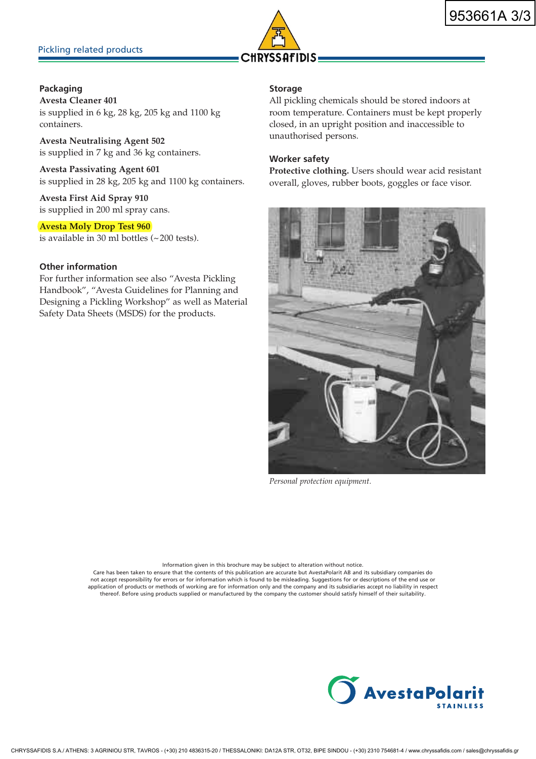## Packaging

**Avesta Cleaner 401**
is supplied in 6 kg, 28 kg, 205 kg and 1100 kg containers.

**Avesta Neutralising Agent 502**
is supplied in 7 kg and 36 kg containers.

**Avesta Passivating Agent 601**
is supplied in 28 kg, 205 kg and 1100 kg containers.

**Avesta First Aid Spray 910**
is supplied in 200 ml spray cans.

**Avesta Moly Drop Test 960**
is available in 30 ml bottles (~200 tests).

## Other information

For further information see also "Avesta Pickling Handbook", "Avesta Guidelines for Planning and Designing a Pickling Workshop" as well as Material Safety Data Sheets (MSDS) for the products.

## Storage

All pickling chemicals should be stored indoors at room temperature. Containers must be kept properly closed, in an upright position and inaccessible to unauthorised persons.

## Worker safety

**Protective clothing.** Users should wear acid resistant overall, gloves, rubber boots, goggles or face visor.

*Personal protection equipment.*

Information given in this brochure may be subject to alteration without notice.
Care has been taken to ensure that the contents of this publication are accurate but AvestaPolarit AB and its subsidiary companies do not accept responsibility for errors or for information which is found to be misleading. Suggestions for or descriptions of the end use or application of products or methods of working are for information only and the company and its subsidiaries accept no liability in respect thereof. Before using products supplied or manufactured by the company the customer should satisfy himself of their suitability.

AvestaPolarit STAINLESS

CHRYSSAFIDIS S.A./ ATHENS: 3 AGRINIOU STR, TAVROS - (+30) 210 4836315-20 / THESSALONIKI: DA12A STR, OT32, BIPE SINDOU - (+30) 2310 754681-4 / www.chryssafidis.com / sales@chryssafidis.gr